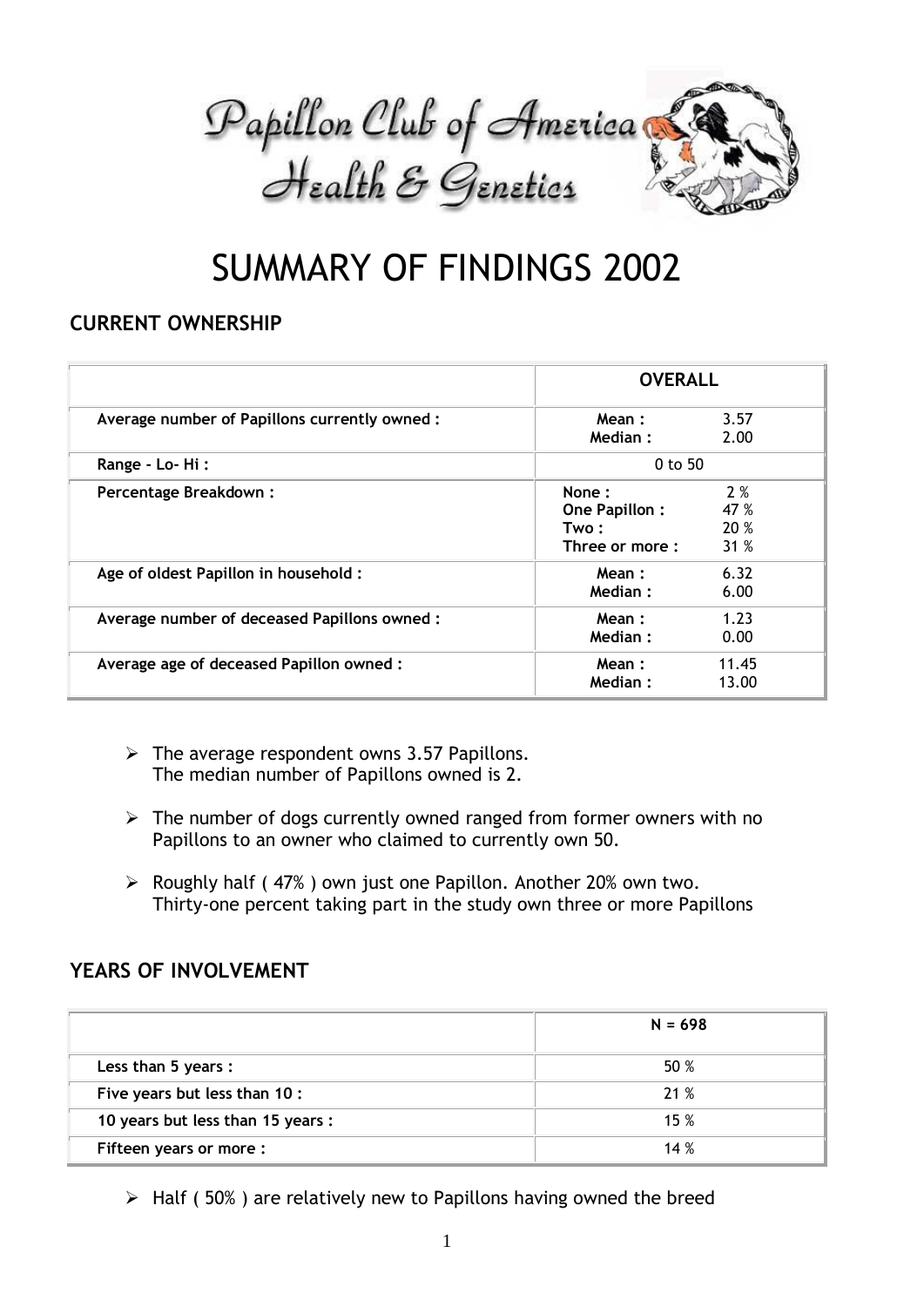Papillon Club of America
Health & Genetics

# SUMMARY OF FINDINGS 2002

## CURRENT OWNERSHIP

| | OVERALL |
|---|---|
| **Average number of Papillons currently owned :** | **Mean :** 3.57<br>**Median :** 2.00 |
| **Range - Lo- Hi :** | 0 to 50 |
| **Percentage Breakdown :** | **None :** 2 %<br>**One Papillon :** 47 %<br>**Two :** 20 %<br>**Three or more :** 31 % |
| **Age of oldest Papillon in household :** | **Mean :** 6.32<br>**Median :** 6.00 |
| **Average number of deceased Papillons owned :** | **Mean :** 1.23<br>**Median :** 0.00 |
| **Average age of deceased Papillon owned :** | **Mean :** 11.45<br>**Median :** 13.00 |

- The average respondent owns 3.57 Papillons.
  The median number of Papillons owned is 2.
- The number of dogs currently owned ranged from former owners with no Papillons to an owner who claimed to currently own 50.
- Roughly half ( 47% ) own just one Papillon. Another 20% own two.
  Thirty-one percent taking part in the study own three or more Papillons

## YEARS OF INVOLVEMENT

| | N = 698 |
|---|---|
| **Less than 5 years :** | 50 % |
| **Five years but less than 10 :** | 21 % |
| **10 years but less than 15 years :** | 15 % |
| **Fifteen years or more :** | 14 % |

- Half ( 50% ) are relatively new to Papillons having owned the breed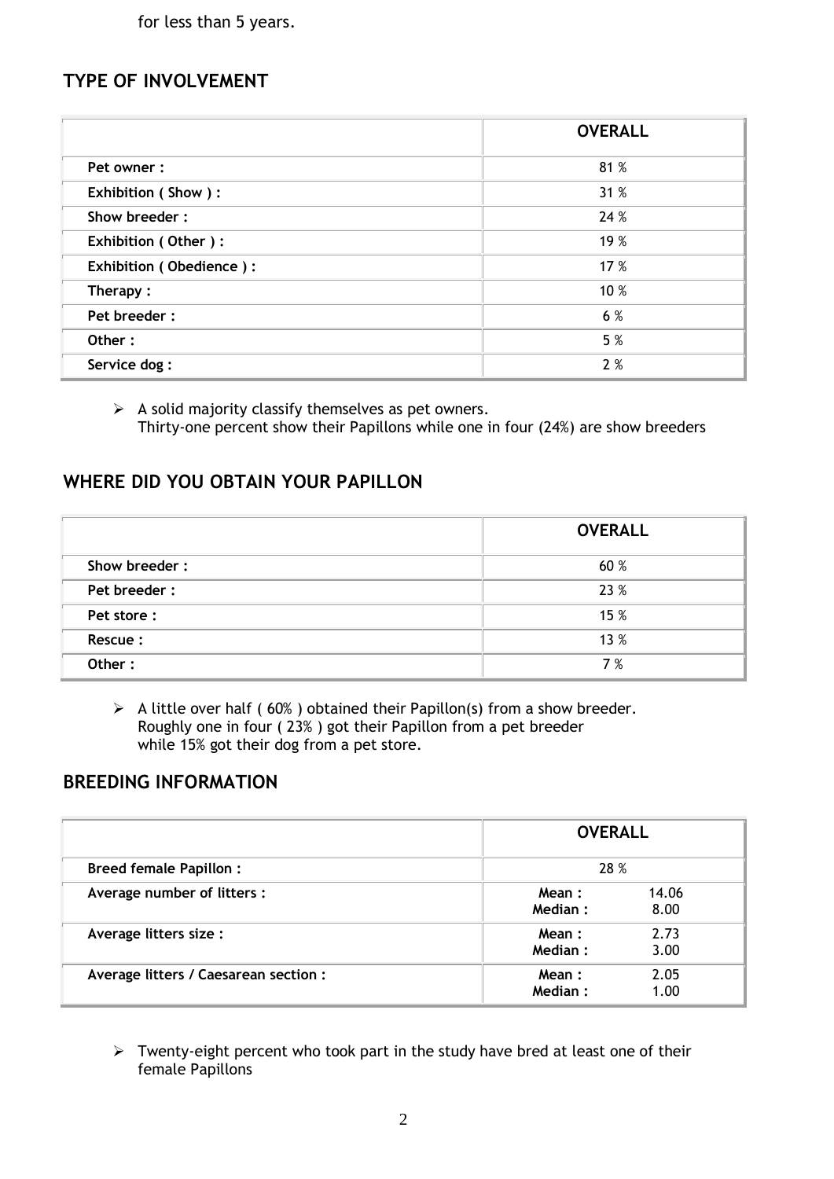for less than 5 years.

## TYPE OF INVOLVEMENT

| | OVERALL |
|---|---|
| **Pet owner :** | 81 % |
| **Exhibition ( Show ) :** | 31 % |
| **Show breeder :** | 24 % |
| **Exhibition ( Other ) :** | 19 % |
| **Exhibition ( Obedience ) :** | 17 % |
| **Therapy :** | 10 % |
| **Pet breeder :** | 6 % |
| **Other :** | 5 % |
| **Service dog :** | 2 % |

- A solid majority classify themselves as pet owners.
  Thirty-one percent show their Papillons while one in four (24%) are show breeders

## WHERE DID YOU OBTAIN YOUR PAPILLON

| | OVERALL |
|---|---|
| **Show breeder :** | 60 % |
| **Pet breeder :** | 23 % |
| **Pet store :** | 15 % |
| **Rescue :** | 13 % |
| **Other :** | 7 % |

- A little over half ( 60% ) obtained their Papillon(s) from a show breeder.
  Roughly one in four ( 23% ) got their Papillon from a pet breeder
  while 15% got their dog from a pet store.

## BREEDING INFORMATION

| | OVERALL |
|---|---|
| **Breed female Papillon :** | 28 % |
| **Average number of litters :** | **Mean :** 14.06<br>**Median :** 8.00 |
| **Average litters size :** | **Mean :** 2.73<br>**Median :** 3.00 |
| **Average litters / Caesarean section :** | **Mean :** 2.05<br>**Median :** 1.00 |

- Twenty-eight percent who took part in the study have bred at least one of their female Papillons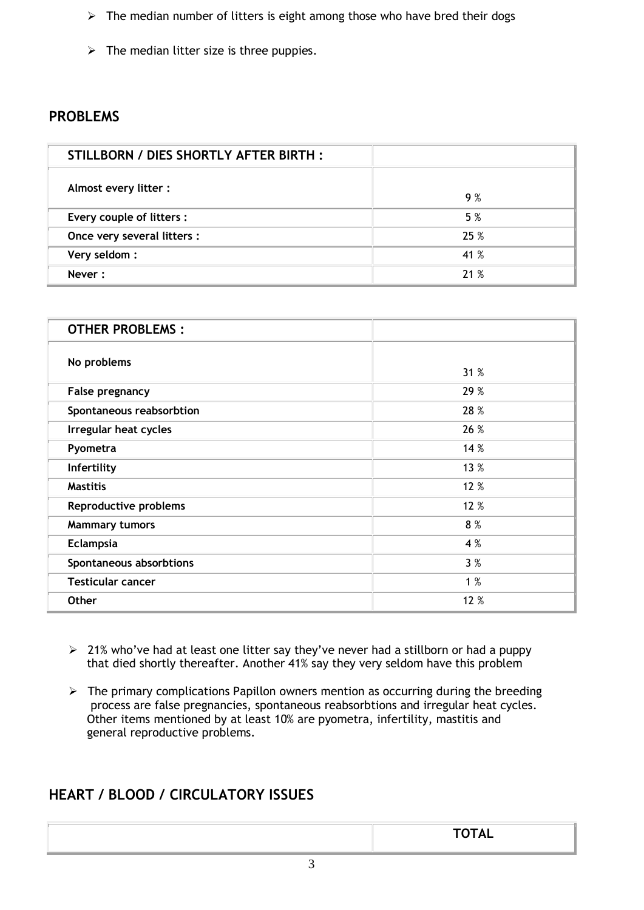- The median number of litters is eight among those who have bred their dogs
- The median litter size is three puppies.

## PROBLEMS

| STILLBORN / DIES SHORTLY AFTER BIRTH : | |
|---|---|
| Almost every litter : | 9 % |
| Every couple of litters : | 5 % |
| Once very several litters : | 25 % |
| Very seldom : | 41 % |
| Never : | 21 % |

| OTHER PROBLEMS : | |
|---|---|
| No problems | 31 % |
| False pregnancy | 29 % |
| Spontaneous reabsorbtion | 28 % |
| Irregular heat cycles | 26 % |
| Pyometra | 14 % |
| Infertility | 13 % |
| Mastitis | 12 % |
| Reproductive problems | 12 % |
| Mammary tumors | 8 % |
| Eclampsia | 4 % |
| Spontaneous absorbtions | 3 % |
| Testicular cancer | 1 % |
| Other | 12 % |

- 21% who've had at least one litter say they've never had a stillborn or had a puppy that died shortly thereafter. Another 41% say they very seldom have this problem
- The primary complications Papillon owners mention as occurring during the breeding process are false pregnancies, spontaneous reabsorbtions and irregular heat cycles. Other items mentioned by at least 10% are pyometra, infertility, mastitis and general reproductive problems.

## HEART / BLOOD / CIRCULATORY ISSUES

| | TOTAL |
|---|---|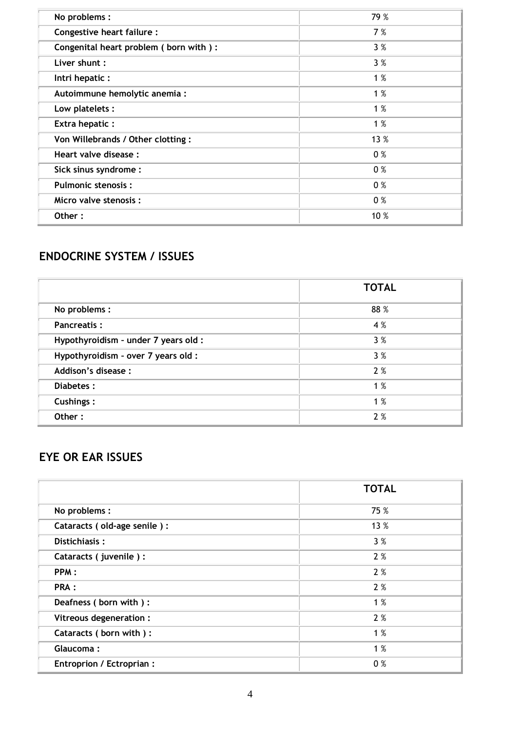| | |
|---|---|
| No problems : | 79 % |
| Congestive heart failure : | 7 % |
| Congenital heart problem ( born with ) : | 3 % |
| Liver shunt : | 3 % |
| Intri hepatic : | 1 % |
| Autoimmune hemolytic anemia : | 1 % |
| Low platelets : | 1 % |
| Extra hepatic : | 1 % |
| Von Willebrands / Other clotting : | 13 % |
| Heart valve disease : | 0 % |
| Sick sinus syndrome : | 0 % |
| Pulmonic stenosis : | 0 % |
| Micro valve stenosis : | 0 % |
| Other : | 10 % |

## ENDOCRINE SYSTEM / ISSUES

| | TOTAL |
|---|---|
| No problems : | 88 % |
| Pancreatis : | 4 % |
| Hypothyroidism – under 7 years old : | 3 % |
| Hypothyroidism – over 7 years old : | 3 % |
| Addison's disease : | 2 % |
| Diabetes : | 1 % |
| Cushings : | 1 % |
| Other : | 2 % |

## EYE OR EAR ISSUES

| | TOTAL |
|---|---|
| No problems : | 75 % |
| Cataracts ( old-age senile ) : | 13 % |
| Distichiasis : | 3 % |
| Cataracts ( juvenile ) : | 2 % |
| PPM : | 2 % |
| PRA : | 2 % |
| Deafness ( born with ) : | 1 % |
| Vitreous degeneration : | 2 % |
| Cataracts ( born with ) : | 1 % |
| Glaucoma : | 1 % |
| Entroprion / Ectroprian : | 0 % |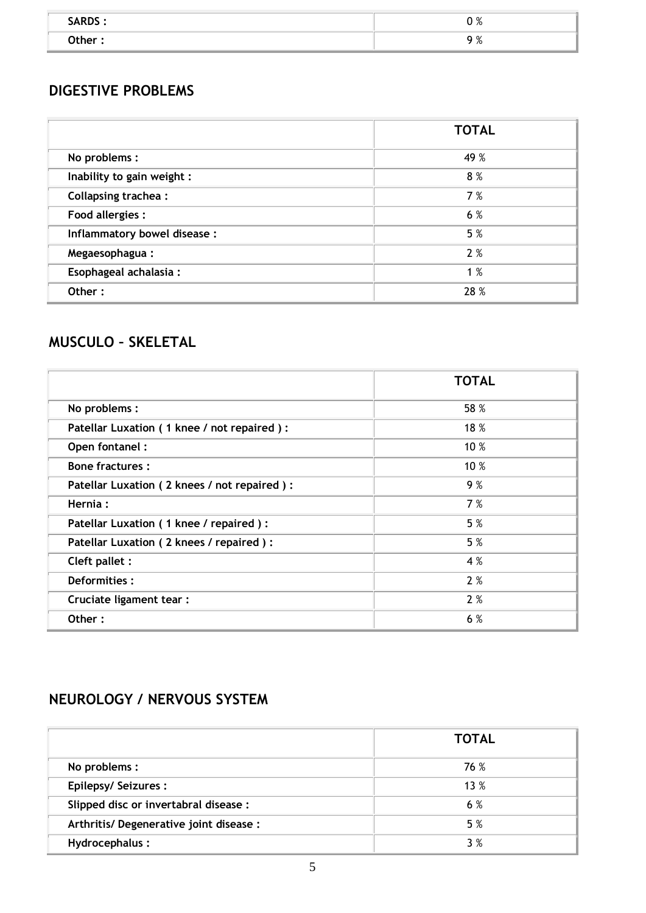| | |
|---|---|
| SARDS : | 0 % |
| Other : | 9 % |

## DIGESTIVE PROBLEMS

| | TOTAL |
|---|---|
| No problems : | 49 % |
| Inability to gain weight : | 8 % |
| Collapsing trachea : | 7 % |
| Food allergies : | 6 % |
| Inflammatory bowel disease : | 5 % |
| Megaesophagua : | 2 % |
| Esophageal achalasia : | 1 % |
| Other : | 28 % |

## MUSCULO – SKELETAL

| | TOTAL |
|---|---|
| No problems : | 58 % |
| Patellar Luxation ( 1 knee / not repaired ) : | 18 % |
| Open fontanel : | 10 % |
| Bone fractures : | 10 % |
| Patellar Luxation ( 2 knees / not repaired ) : | 9 % |
| Hernia : | 7 % |
| Patellar Luxation ( 1 knee / repaired ) : | 5 % |
| Patellar Luxation ( 2 knees / repaired ) : | 5 % |
| Cleft pallet : | 4 % |
| Deformities : | 2 % |
| Cruciate ligament tear : | 2 % |
| Other : | 6 % |

## NEUROLOGY / NERVOUS SYSTEM

| | TOTAL |
|---|---|
| No problems : | 76 % |
| Epilepsy/ Seizures : | 13 % |
| Slipped disc or invertabral disease : | 6 % |
| Arthritis/ Degenerative joint disease : | 5 % |
| Hydrocephalus : | 3 % |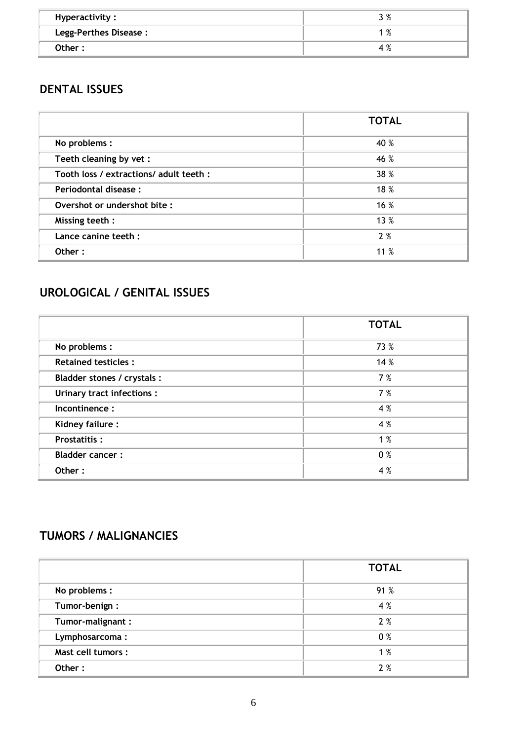| | |
|---|---|
| Hyperactivity : | 3 % |
| Legg-Perthes Disease : | 1 % |
| Other : | 4 % |

## DENTAL ISSUES

| | TOTAL |
|---|---|
| No problems : | 40 % |
| Teeth cleaning by vet : | 46 % |
| Tooth loss / extractions/ adult teeth : | 38 % |
| Periodontal disease : | 18 % |
| Overshot or undershot bite : | 16 % |
| Missing teeth : | 13 % |
| Lance canine teeth : | 2 % |
| Other : | 11 % |

## UROLOGICAL / GENITAL ISSUES

| | TOTAL |
|---|---|
| No problems : | 73 % |
| Retained testicles : | 14 % |
| Bladder stones / crystals : | 7 % |
| Urinary tract infections : | 7 % |
| Incontinence : | 4 % |
| Kidney failure : | 4 % |
| Prostatitis : | 1 % |
| Bladder cancer : | 0 % |
| Other : | 4 % |

## TUMORS / MALIGNANCIES

| | TOTAL |
|---|---|
| No problems : | 91 % |
| Tumor-benign : | 4 % |
| Tumor-malignant : | 2 % |
| Lymphosarcoma : | 0 % |
| Mast cell tumors : | 1 % |
| Other : | 2 % |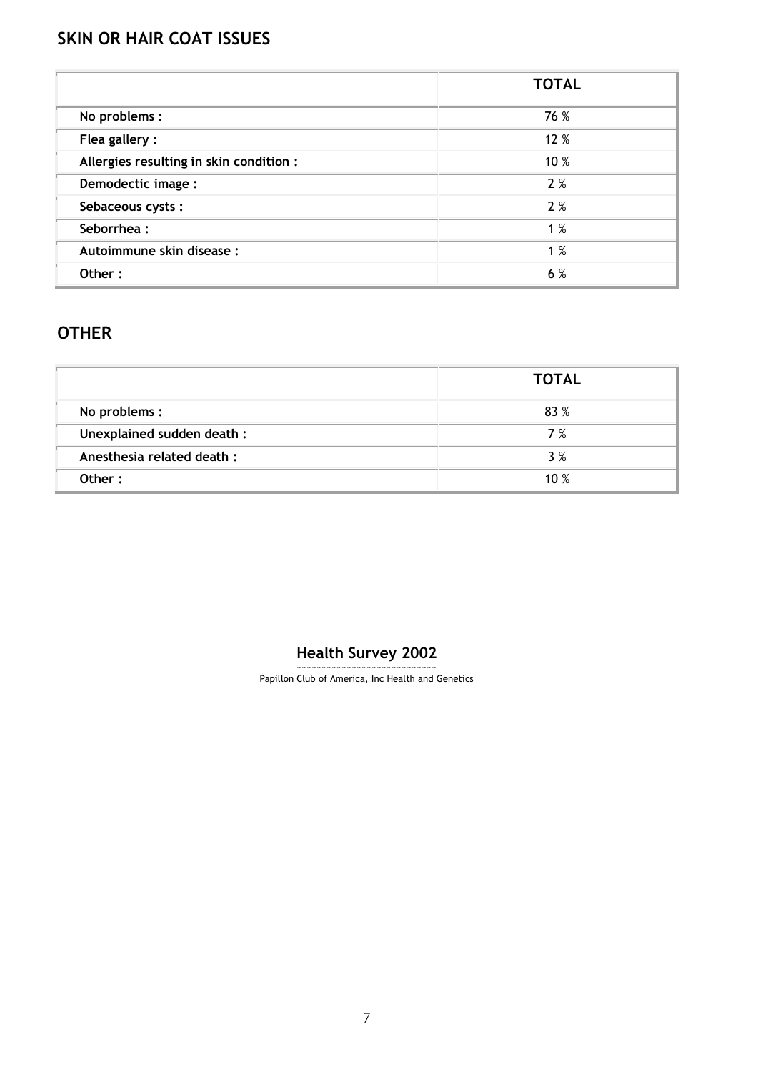## SKIN OR HAIR COAT ISSUES

| | TOTAL |
|---|---|
| No problems : | 76 % |
| Flea gallery : | 12 % |
| Allergies resulting in skin condition : | 10 % |
| Demodectic image : | 2 % |
| Sebaceous cysts : | 2 % |
| Seborrhea : | 1 % |
| Autoimmune skin disease : | 1 % |
| Other : | 6 % |

## OTHER

| | TOTAL |
|---|---|
| No problems : | 83 % |
| Unexplained sudden death : | 7 % |
| Anesthesia related death : | 3 % |
| Other : | 10 % |

**Health Survey 2002**

~~~~~~~~~~~~~~~~~~~~~~~~~~~

Papillon Club of America, Inc Health and Genetics